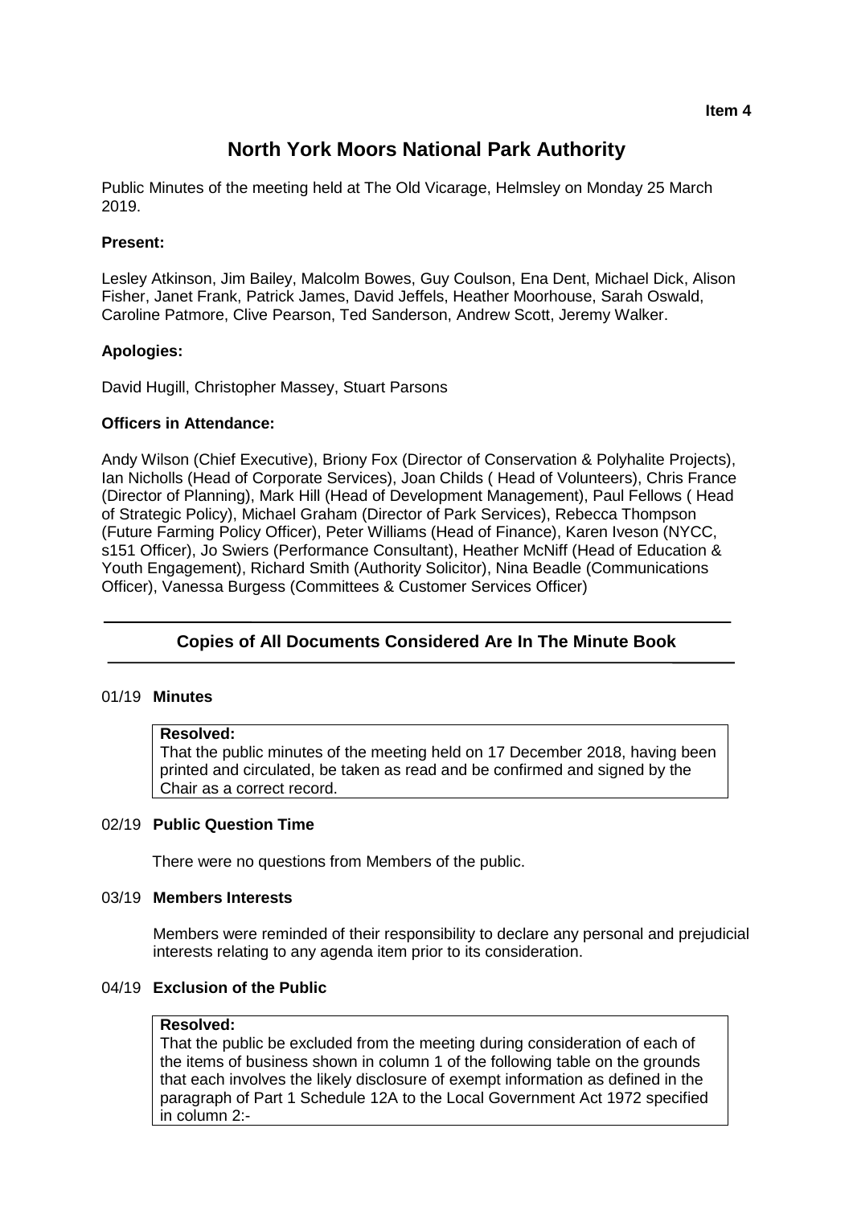Item 4

# North York Moors National Park Authority

Public Minutes of the meeting held at The Old Vicarage, Helmsley on Monday 25 March 2019.

**Present:**

Lesley Atkinson, Jim Bailey, Malcolm Bowes, Guy Coulson, Ena Dent, Michael Dick, Alison Fisher, Janet Frank, Patrick James, David Jeffels, Heather Moorhouse, Sarah Oswald, Caroline Patmore, Clive Pearson, Ted Sanderson, Andrew Scott, Jeremy Walker.

**Apologies:**

David Hugill, Christopher Massey, Stuart Parsons

**Officers in Attendance:**

Andy Wilson (Chief Executive), Briony Fox (Director of Conservation & Polyhalite Projects), Ian Nicholls (Head of Corporate Services), Joan Childs ( Head of Volunteers), Chris France (Director of Planning), Mark Hill (Head of Development Management), Paul Fellows ( Head of Strategic Policy), Michael Graham (Director of Park Services), Rebecca Thompson (Future Farming Policy Officer), Peter Williams (Head of Finance), Karen Iveson (NYCC, s151 Officer), Jo Swiers (Performance Consultant), Heather McNiff (Head of Education & Youth Engagement), Richard Smith (Authority Solicitor), Nina Beadle (Communications Officer), Vanessa Burgess (Committees & Customer Services Officer)

---

**Copies of All Documents Considered Are In The Minute Book**

---

01/19 **Minutes**

**Resolved:**
That the public minutes of the meeting held on 17 December 2018, having been printed and circulated, be taken as read and be confirmed and signed by the Chair as a correct record.

02/19 **Public Question Time**

There were no questions from Members of the public.

03/19 **Members Interests**

Members were reminded of their responsibility to declare any personal and prejudicial interests relating to any agenda item prior to its consideration.

04/19 **Exclusion of the Public**

**Resolved:**
That the public be excluded from the meeting during consideration of each of the items of business shown in column 1 of the following table on the grounds that each involves the likely disclosure of exempt information as defined in the paragraph of Part 1 Schedule 12A to the Local Government Act 1972 specified in column 2:-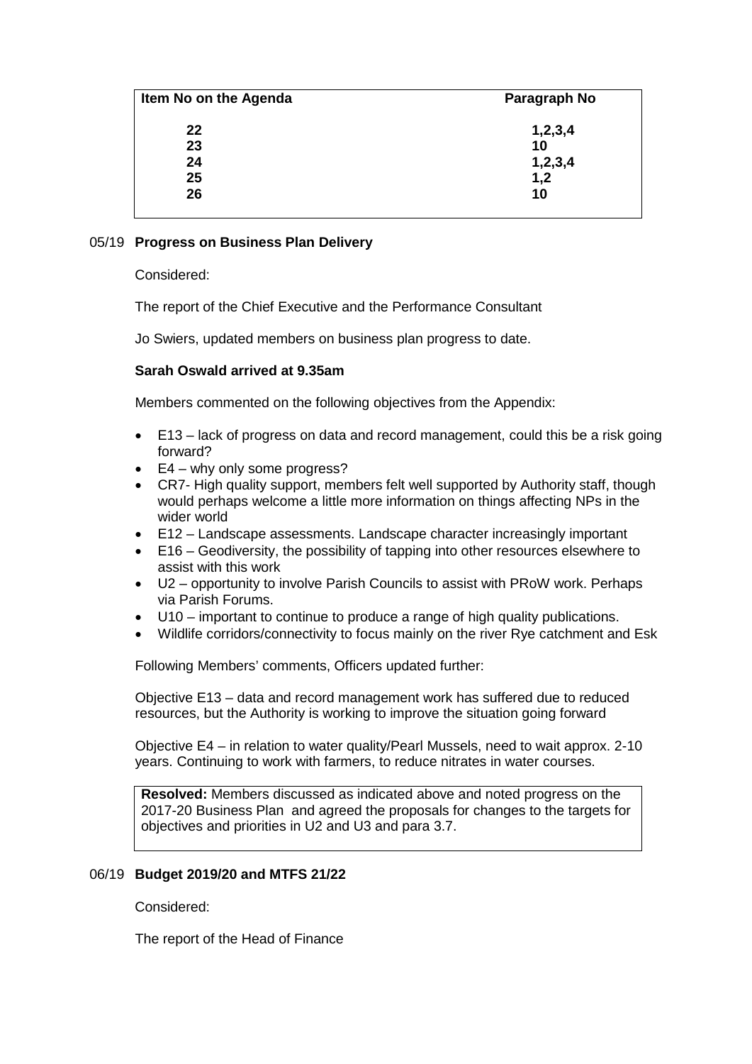| Item No on the Agenda | Paragraph No |
|---|---|
| 22 | 1,2,3,4 |
| 23 | 10 |
| 24 | 1,2,3,4 |
| 25 | 1,2 |
| 26 | 10 |

05/19 **Progress on Business Plan Delivery**

Considered:

The report of the Chief Executive and the Performance Consultant

Jo Swiers, updated members on business plan progress to date.

**Sarah Oswald arrived at 9.35am**

Members commented on the following objectives from the Appendix:

- E13 – lack of progress on data and record management, could this be a risk going forward?
- E4 – why only some progress?
- CR7- High quality support, members felt well supported by Authority staff, though would perhaps welcome a little more information on things affecting NPs in the wider world
- E12 – Landscape assessments. Landscape character increasingly important
- E16 – Geodiversity, the possibility of tapping into other resources elsewhere to assist with this work
- U2 – opportunity to involve Parish Councils to assist with PRoW work. Perhaps via Parish Forums.
- U10 – important to continue to produce a range of high quality publications.
- Wildlife corridors/connectivity to focus mainly on the river Rye catchment and Esk

Following Members' comments, Officers updated further:

Objective E13 – data and record management work has suffered due to reduced resources, but the Authority is working to improve the situation going forward

Objective E4 – in relation to water quality/Pearl Mussels, need to wait approx. 2-10 years. Continuing to work with farmers, to reduce nitrates in water courses.

**Resolved:** Members discussed as indicated above and noted progress on the 2017-20 Business Plan and agreed the proposals for changes to the targets for objectives and priorities in U2 and U3 and para 3.7.

06/19 **Budget 2019/20 and MTFS 21/22**

Considered:

The report of the Head of Finance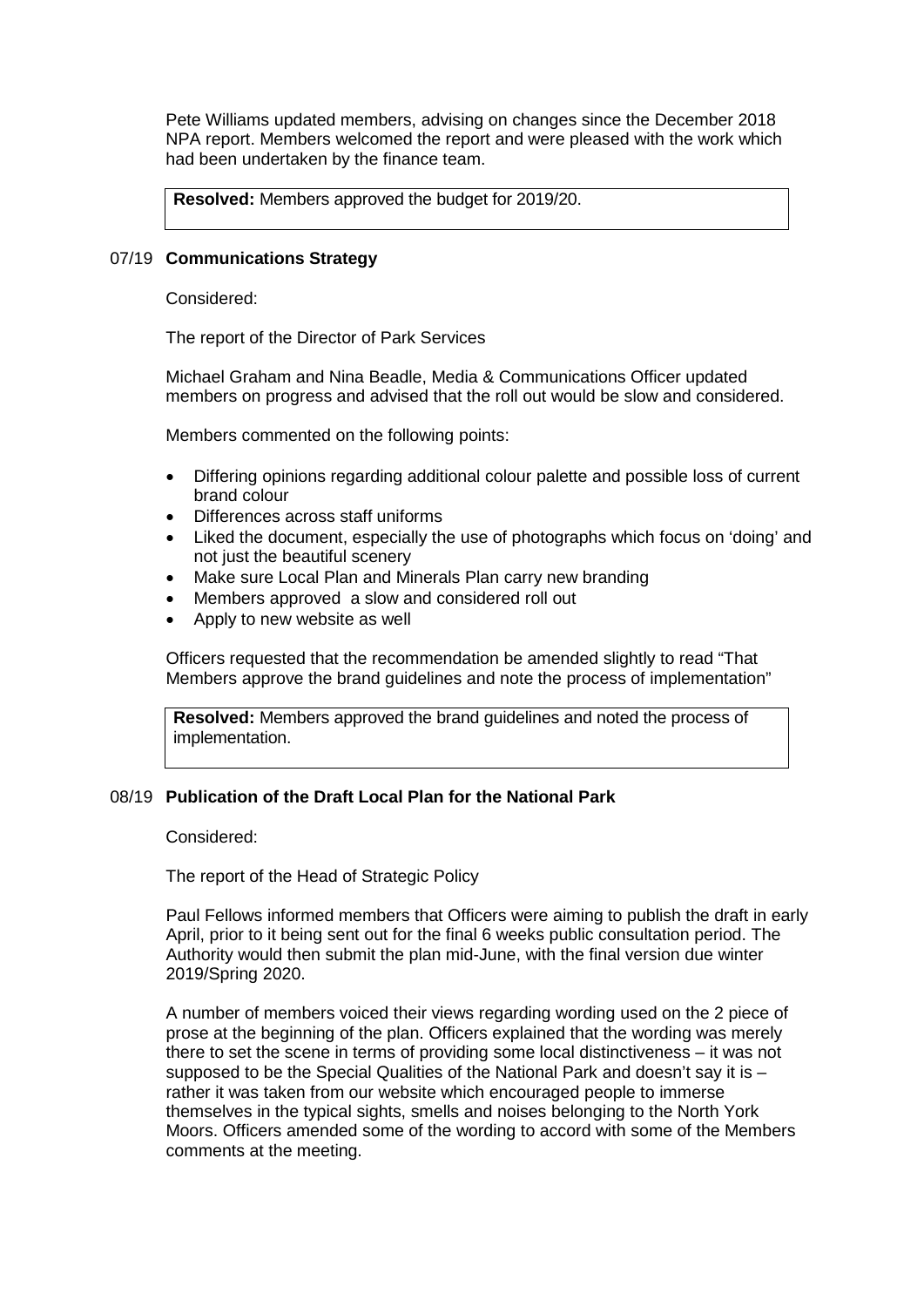Pete Williams updated members, advising on changes since the December 2018 NPA report. Members welcomed the report and were pleased with the work which had been undertaken by the finance team.

**Resolved:** Members approved the budget for 2019/20.

## 07/19 Communications Strategy

Considered:

The report of the Director of Park Services

Michael Graham and Nina Beadle, Media & Communications Officer updated members on progress and advised that the roll out would be slow and considered.

Members commented on the following points:

- Differing opinions regarding additional colour palette and possible loss of current brand colour
- Differences across staff uniforms
- Liked the document, especially the use of photographs which focus on 'doing' and not just the beautiful scenery
- Make sure Local Plan and Minerals Plan carry new branding
- Members approved a slow and considered roll out
- Apply to new website as well

Officers requested that the recommendation be amended slightly to read "That Members approve the brand guidelines and note the process of implementation"

**Resolved:** Members approved the brand guidelines and noted the process of implementation.

## 08/19 Publication of the Draft Local Plan for the National Park

Considered:

The report of the Head of Strategic Policy

Paul Fellows informed members that Officers were aiming to publish the draft in early April, prior to it being sent out for the final 6 weeks public consultation period. The Authority would then submit the plan mid-June, with the final version due winter 2019/Spring 2020.

A number of members voiced their views regarding wording used on the 2 piece of prose at the beginning of the plan. Officers explained that the wording was merely there to set the scene in terms of providing some local distinctiveness – it was not supposed to be the Special Qualities of the National Park and doesn't say it is – rather it was taken from our website which encouraged people to immerse themselves in the typical sights, smells and noises belonging to the North York Moors. Officers amended some of the wording to accord with some of the Members comments at the meeting.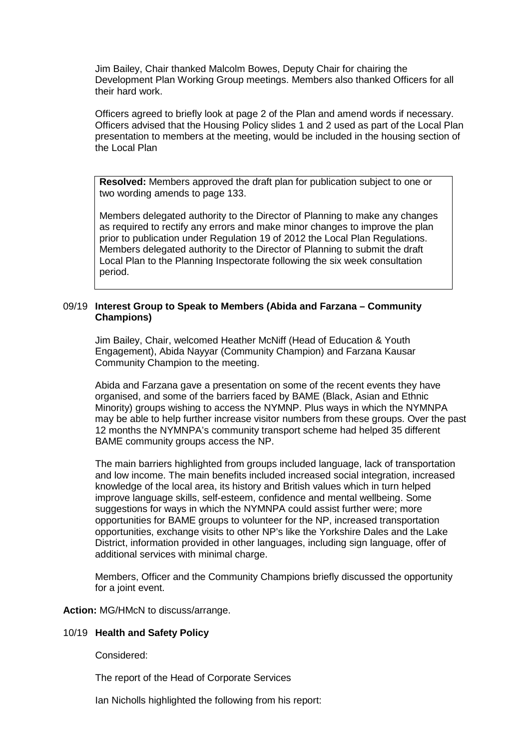Jim Bailey, Chair thanked Malcolm Bowes, Deputy Chair for chairing the Development Plan Working Group meetings. Members also thanked Officers for all their hard work.

Officers agreed to briefly look at page 2 of the Plan and amend words if necessary. Officers advised that the Housing Policy slides 1 and 2 used as part of the Local Plan presentation to members at the meeting, would be included in the housing section of the Local Plan

> **Resolved:** Members approved the draft plan for publication subject to one or two wording amends to page 133.
>
> Members delegated authority to the Director of Planning to make any changes as required to rectify any errors and make minor changes to improve the plan prior to publication under Regulation 19 of 2012 the Local Plan Regulations. Members delegated authority to the Director of Planning to submit the draft Local Plan to the Planning Inspectorate following the six week consultation period.

## 09/19 Interest Group to Speak to Members (Abida and Farzana – Community Champions)

Jim Bailey, Chair, welcomed Heather McNiff (Head of Education & Youth Engagement), Abida Nayyar (Community Champion) and Farzana Kausar Community Champion to the meeting.

Abida and Farzana gave a presentation on some of the recent events they have organised, and some of the barriers faced by BAME (Black, Asian and Ethnic Minority) groups wishing to access the NYMNP. Plus ways in which the NYMNPA may be able to help further increase visitor numbers from these groups. Over the past 12 months the NYMNPA's community transport scheme had helped 35 different BAME community groups access the NP.

The main barriers highlighted from groups included language, lack of transportation and low income. The main benefits included increased social integration, increased knowledge of the local area, its history and British values which in turn helped improve language skills, self-esteem, confidence and mental wellbeing. Some suggestions for ways in which the NYMNPA could assist further were; more opportunities for BAME groups to volunteer for the NP, increased transportation opportunities, exchange visits to other NP's like the Yorkshire Dales and the Lake District, information provided in other languages, including sign language, offer of additional services with minimal charge.

Members, Officer and the Community Champions briefly discussed the opportunity for a joint event.

**Action:** MG/HMcN to discuss/arrange.

## 10/19 Health and Safety Policy

Considered:

The report of the Head of Corporate Services

Ian Nicholls highlighted the following from his report: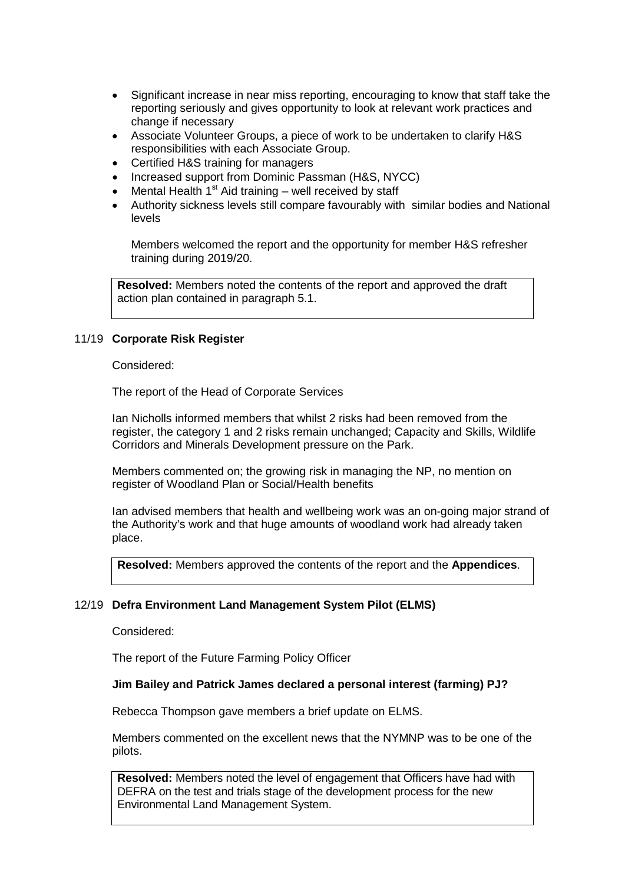- Significant increase in near miss reporting, encouraging to know that staff take the reporting seriously and gives opportunity to look at relevant work practices and change if necessary
- Associate Volunteer Groups, a piece of work to be undertaken to clarify H&S responsibilities with each Associate Group.
- Certified H&S training for managers
- Increased support from Dominic Passman (H&S, NYCC)
- Mental Health 1st Aid training – well received by staff
- Authority sickness levels still compare favourably with similar bodies and National levels

Members welcomed the report and the opportunity for member H&S refresher training during 2019/20.

**Resolved:** Members noted the contents of the report and approved the draft action plan contained in paragraph 5.1.

## 11/19 Corporate Risk Register

Considered:

The report of the Head of Corporate Services

Ian Nicholls informed members that whilst 2 risks had been removed from the register, the category 1 and 2 risks remain unchanged; Capacity and Skills, Wildlife Corridors and Minerals Development pressure on the Park.

Members commented on; the growing risk in managing the NP, no mention on register of Woodland Plan or Social/Health benefits

Ian advised members that health and wellbeing work was an on-going major strand of the Authority's work and that huge amounts of woodland work had already taken place.

**Resolved:** Members approved the contents of the report and the **Appendices**.

## 12/19 Defra Environment Land Management System Pilot (ELMS)

Considered:

The report of the Future Farming Policy Officer

**Jim Bailey and Patrick James declared a personal interest (farming) PJ?**

Rebecca Thompson gave members a brief update on ELMS.

Members commented on the excellent news that the NYMNP was to be one of the pilots.

**Resolved:** Members noted the level of engagement that Officers have had with DEFRA on the test and trials stage of the development process for the new Environmental Land Management System.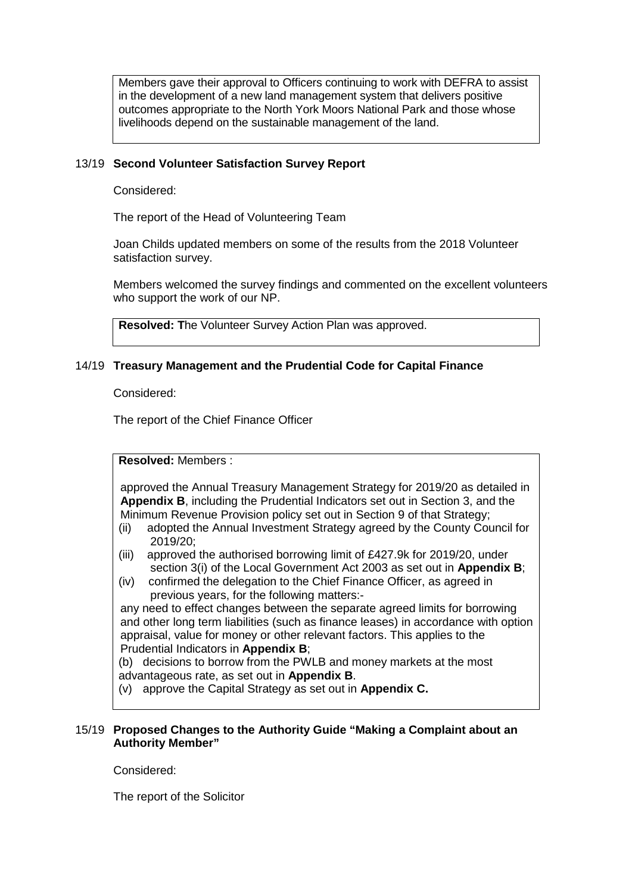Members gave their approval to Officers continuing to work with DEFRA to assist in the development of a new land management system that delivers positive outcomes appropriate to the North York Moors National Park and those whose livelihoods depend on the sustainable management of the land.

### 13/19 Second Volunteer Satisfaction Survey Report

Considered:

The report of the Head of Volunteering Team

Joan Childs updated members on some of the results from the 2018 Volunteer satisfaction survey.

Members welcomed the survey findings and commented on the excellent volunteers who support the work of our NP.

**Resolved: T**he Volunteer Survey Action Plan was approved.

### 14/19 Treasury Management and the Prudential Code for Capital Finance

Considered:

The report of the Chief Finance Officer

**Resolved:** Members :

approved the Annual Treasury Management Strategy for 2019/20 as detailed in **Appendix B**, including the Prudential Indicators set out in Section 3, and the Minimum Revenue Provision policy set out in Section 9 of that Strategy;

(ii) adopted the Annual Investment Strategy agreed by the County Council for 2019/20;

(iii) approved the authorised borrowing limit of £427.9k for 2019/20, under section 3(i) of the Local Government Act 2003 as set out in **Appendix B**;

(iv) confirmed the delegation to the Chief Finance Officer, as agreed in previous years, for the following matters:-

any need to effect changes between the separate agreed limits for borrowing and other long term liabilities (such as finance leases) in accordance with option appraisal, value for money or other relevant factors. This applies to the Prudential Indicators in **Appendix B**;

(b) decisions to borrow from the PWLB and money markets at the most advantageous rate, as set out in **Appendix B**.

(v) approve the Capital Strategy as set out in **Appendix C.**

### 15/19 Proposed Changes to the Authority Guide "Making a Complaint about an Authority Member"

Considered:

The report of the Solicitor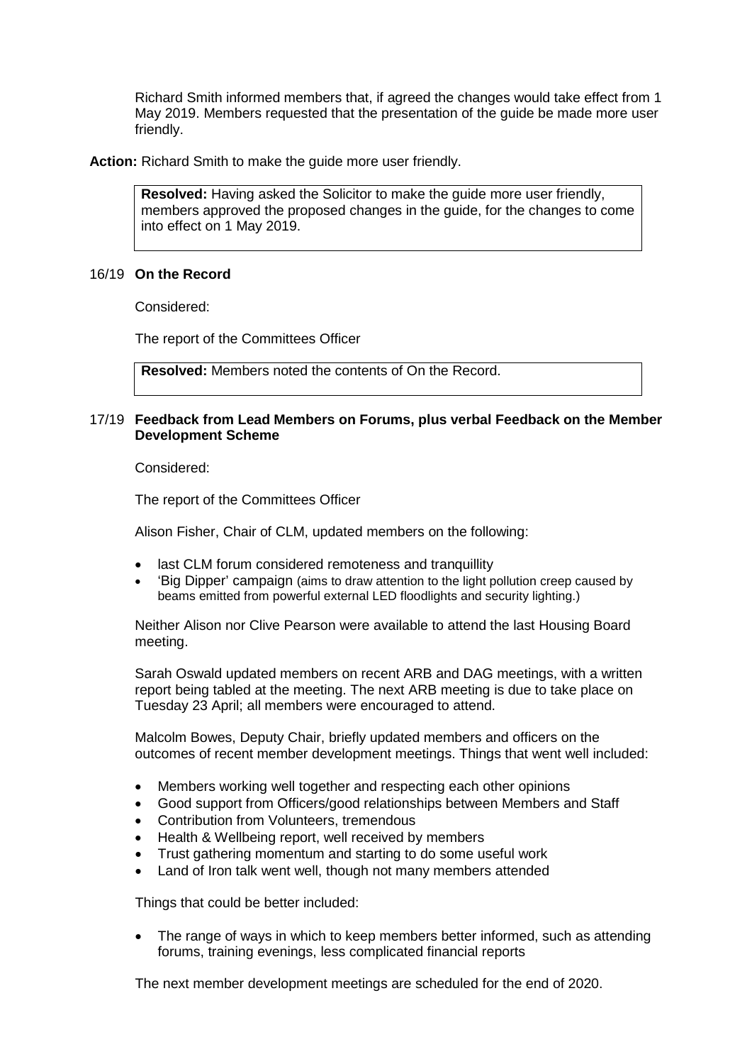Richard Smith informed members that, if agreed the changes would take effect from 1 May 2019. Members requested that the presentation of the guide be made more user friendly.

**Action:** Richard Smith to make the guide more user friendly.

> **Resolved:** Having asked the Solicitor to make the guide more user friendly, members approved the proposed changes in the guide, for the changes to come into effect on 1 May 2019.

## 16/19 On the Record

Considered:

The report of the Committees Officer

> **Resolved:** Members noted the contents of On the Record.

## 17/19 Feedback from Lead Members on Forums, plus verbal Feedback on the Member Development Scheme

Considered:

The report of the Committees Officer

Alison Fisher, Chair of CLM, updated members on the following:

- last CLM forum considered remoteness and tranquillity
- 'Big Dipper' campaign (aims to draw attention to the light pollution creep caused by beams emitted from powerful external LED floodlights and security lighting.)

Neither Alison nor Clive Pearson were available to attend the last Housing Board meeting.

Sarah Oswald updated members on recent ARB and DAG meetings, with a written report being tabled at the meeting. The next ARB meeting is due to take place on Tuesday 23 April; all members were encouraged to attend.

Malcolm Bowes, Deputy Chair, briefly updated members and officers on the outcomes of recent member development meetings. Things that went well included:

- Members working well together and respecting each other opinions
- Good support from Officers/good relationships between Members and Staff
- Contribution from Volunteers, tremendous
- Health & Wellbeing report, well received by members
- Trust gathering momentum and starting to do some useful work
- Land of Iron talk went well, though not many members attended

Things that could be better included:

- The range of ways in which to keep members better informed, such as attending forums, training evenings, less complicated financial reports

The next member development meetings are scheduled for the end of 2020.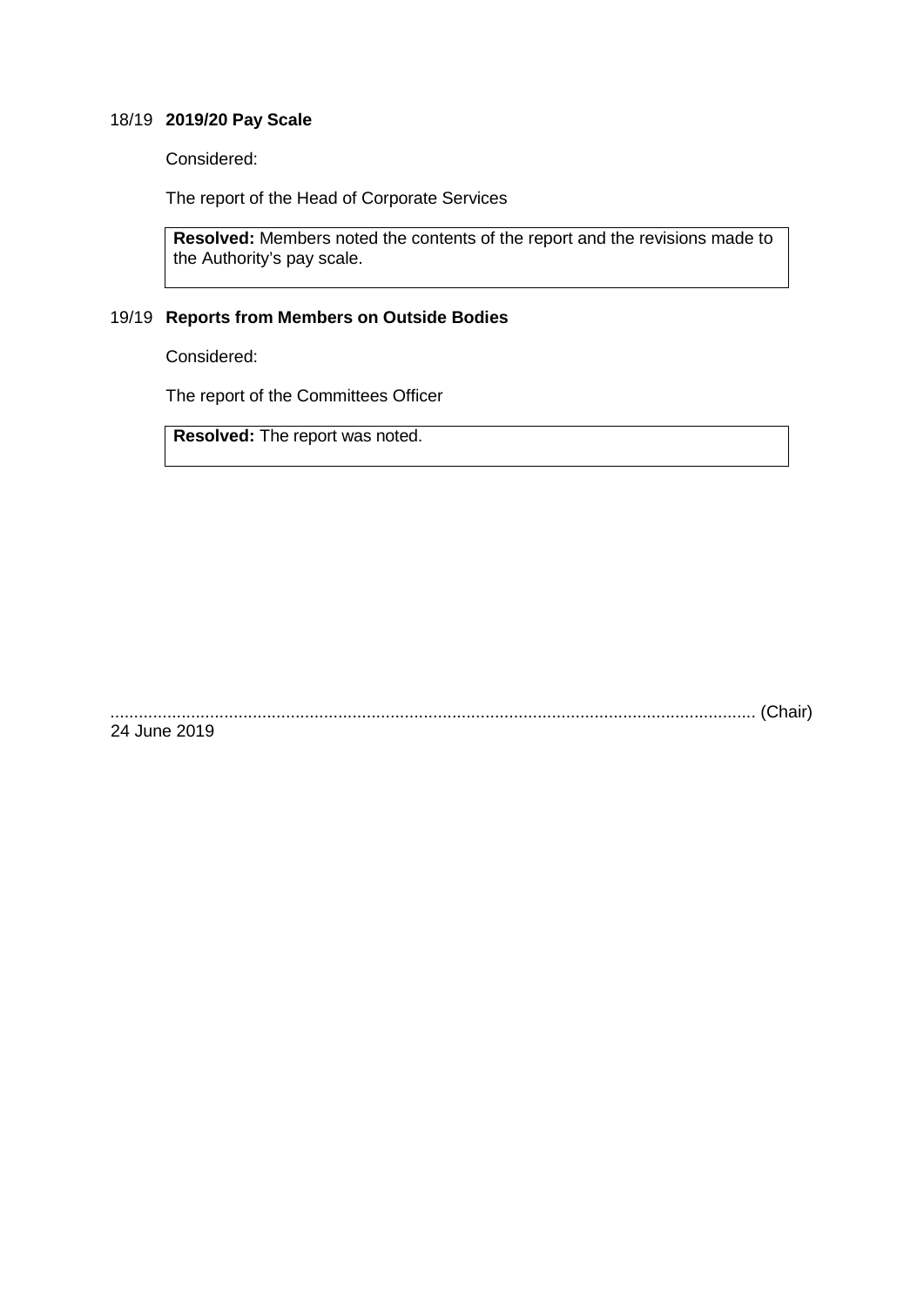### 18/19 **2019/20 Pay Scale**

Considered:

The report of the Head of Corporate Services

**Resolved:** Members noted the contents of the report and the revisions made to the Authority's pay scale.

### 19/19 **Reports from Members on Outside Bodies**

Considered:

The report of the Committees Officer

**Resolved:** The report was noted.

......................................................................................................................................... (Chair)
24 June 2019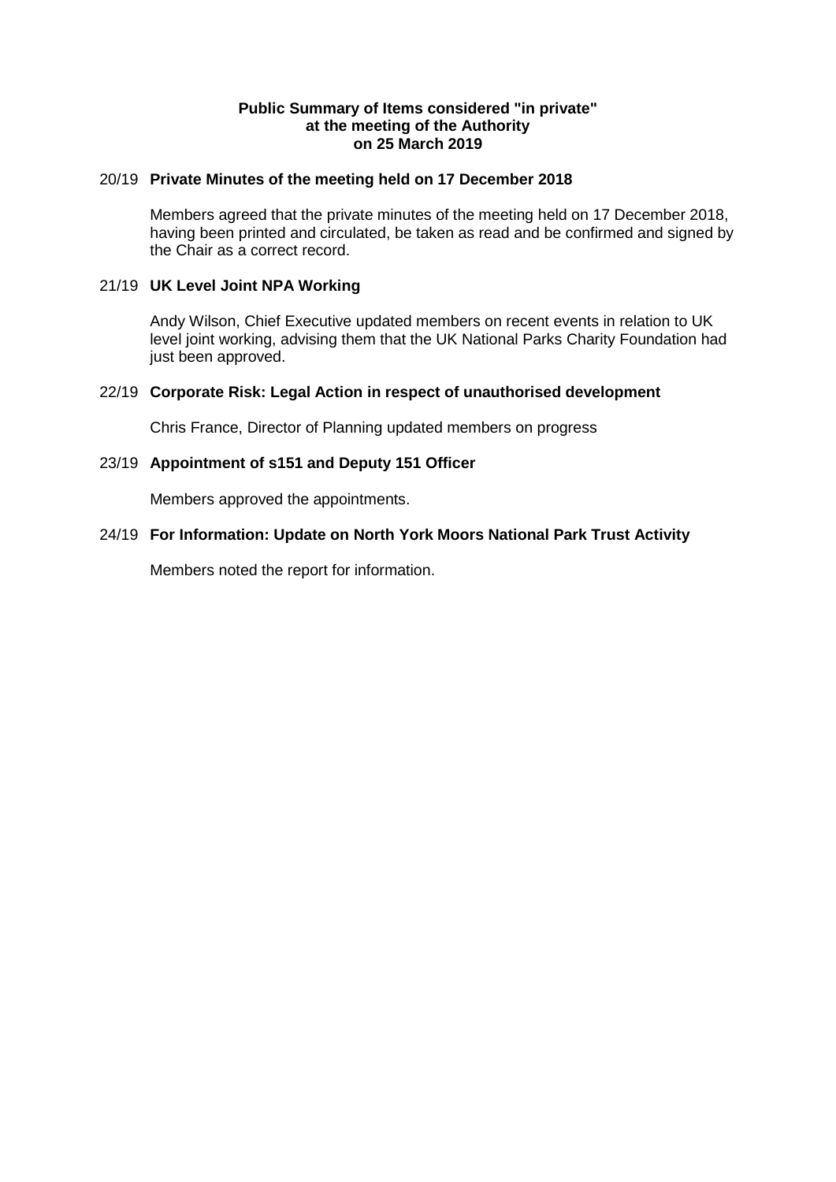**Public Summary of Items considered "in private" at the meeting of the Authority on 25 March 2019**

20/19 **Private Minutes of the meeting held on 17 December 2018**

Members agreed that the private minutes of the meeting held on 17 December 2018, having been printed and circulated, be taken as read and be confirmed and signed by the Chair as a correct record.

21/19 **UK Level Joint NPA Working**

Andy Wilson, Chief Executive updated members on recent events in relation to UK level joint working, advising them that the UK National Parks Charity Foundation had just been approved.

22/19 **Corporate Risk: Legal Action in respect of unauthorised development**

Chris France, Director of Planning updated members on progress

23/19 **Appointment of s151 and Deputy 151 Officer**

Members approved the appointments.

24/19 **For Information: Update on North York Moors National Park Trust Activity**

Members noted the report for information.